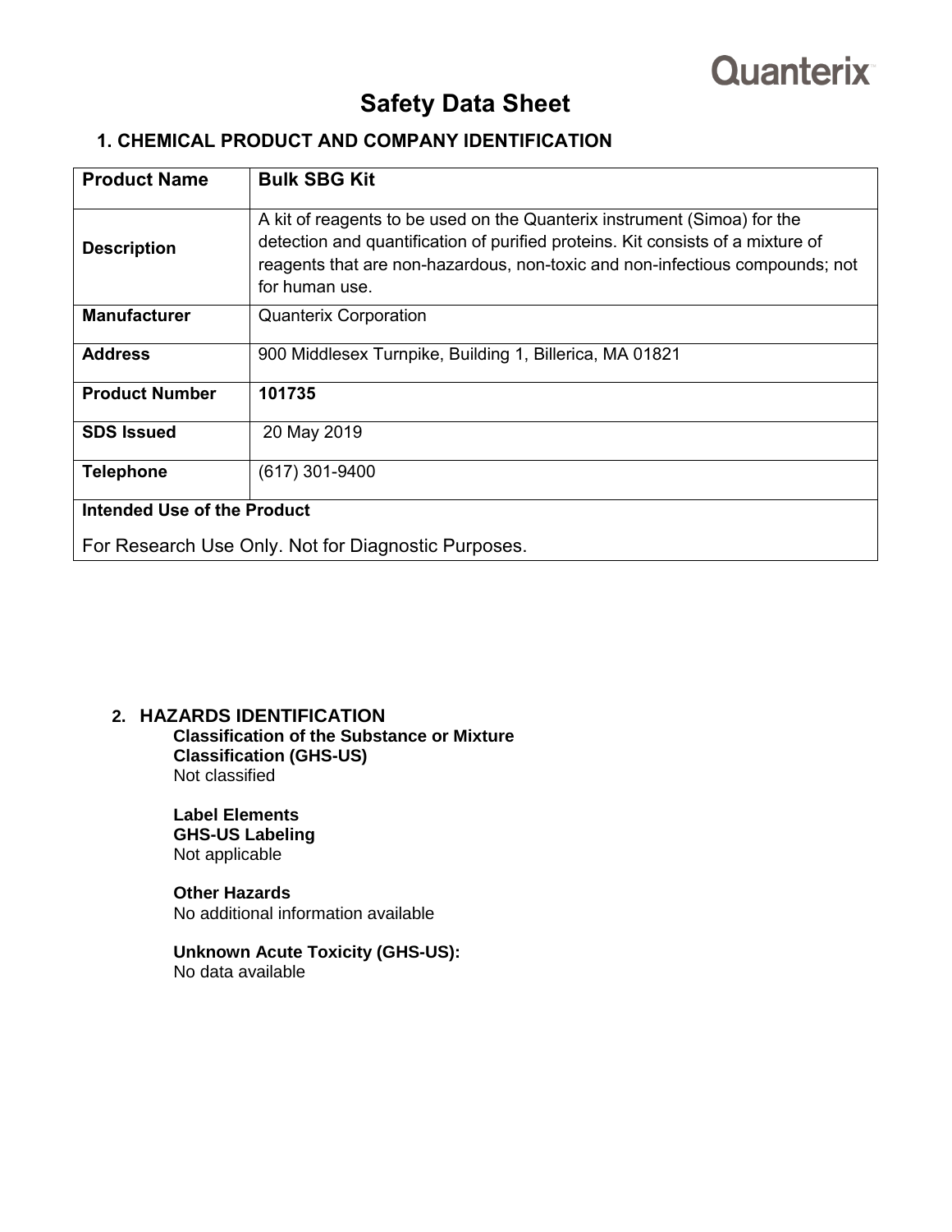# Safety Data Sheet

## 1. CHEMICAL PRODUCT AND COMPANY IDENTIFICATION

| **Product Name** | **Bulk SBG Kit** |
|---|---|
| **Description** | A kit of reagents to be used on the Quanterix instrument (Simoa) for the detection and quantification of purified proteins. Kit consists of a mixture of reagents that are non-hazardous, non-toxic and non-infectious compounds; not for human use. |
| **Manufacturer** | Quanterix Corporation |
| **Address** | 900 Middlesex Turnpike, Building 1, Billerica, MA 01821 |
| **Product Number** | **101735** |
| **SDS Issued** | 20 May 2019 |
| **Telephone** | (617) 301-9400 |
| **Intended Use of the Product** For Research Use Only. Not for Diagnostic Purposes. | |

## 2. HAZARDS IDENTIFICATION

**Classification of the Substance or Mixture**
**Classification (GHS-US)**
Not classified

**Label Elements**
**GHS-US Labeling**
Not applicable

**Other Hazards**
No additional information available

**Unknown Acute Toxicity (GHS-US):**
No data available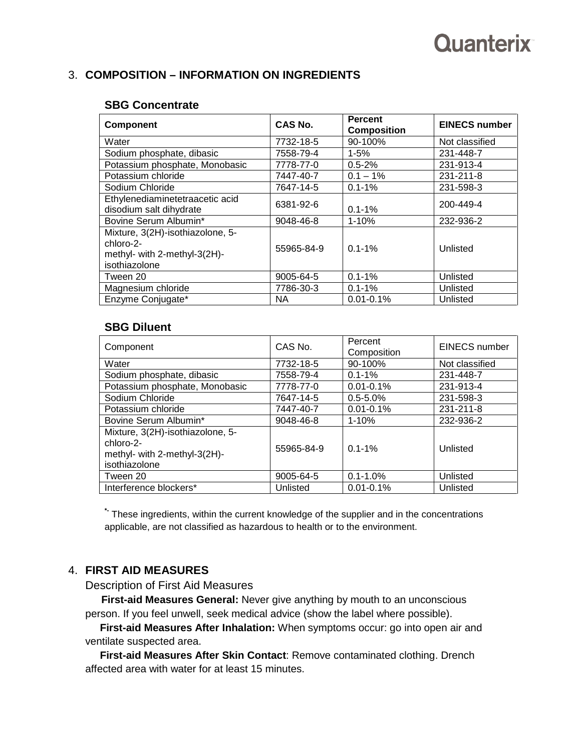## 3. COMPOSITION – INFORMATION ON INGREDIENTS

### SBG Concentrate

| Component | CAS No. | Percent Composition | EINECS number |
|---|---|---|---|
| Water | 7732-18-5 | 90-100% | Not classified |
| Sodium phosphate, dibasic | 7558-79-4 | 1-5% | 231-448-7 |
| Potassium phosphate, Monobasic | 7778-77-0 | 0.5-2% | 231-913-4 |
| Potassium chloride | 7447-40-7 | 0.1 – 1% | 231-211-8 |
| Sodium Chloride | 7647-14-5 | 0.1-1% | 231-598-3 |
| Ethylenediaminetetraacetic acid disodium salt dihydrate | 6381-92-6 | 0.1-1% | 200-449-4 |
| Bovine Serum Albumin* | 9048-46-8 | 1-10% | 232-936-2 |
| Mixture, 3(2H)-isothiazolone, 5-chloro-2-methyl- with 2-methyl-3(2H)-isothiazolone | 55965-84-9 | 0.1-1% | Unlisted |
| Tween 20 | 9005-64-5 | 0.1-1% | Unlisted |
| Magnesium chloride | 7786-30-3 | 0.1-1% | Unlisted |
| Enzyme Conjugate* | NA | 0.01-0.1% | Unlisted |

### SBG Diluent

| Component | CAS No. | Percent Composition | EINECS number |
|---|---|---|---|
| Water | 7732-18-5 | 90-100% | Not classified |
| Sodium phosphate, dibasic | 7558-79-4 | 0.1-1% | 231-448-7 |
| Potassium phosphate, Monobasic | 7778-77-0 | 0.01-0.1% | 231-913-4 |
| Sodium Chloride | 7647-14-5 | 0.5-5.0% | 231-598-3 |
| Potassium chloride | 7447-40-7 | 0.01-0.1% | 231-211-8 |
| Bovine Serum Albumin* | 9048-46-8 | 1-10% | 232-936-2 |
| Mixture, 3(2H)-isothiazolone, 5-chloro-2-methyl- with 2-methyl-3(2H)-isothiazolone | 55965-84-9 | 0.1-1% | Unlisted |
| Tween 20 | 9005-64-5 | 0.1-1.0% | Unlisted |
| Interference blockers* | Unlisted | 0.01-0.1% | Unlisted |

*- These ingredients, within the current knowledge of the supplier and in the concentrations applicable, are not classified as hazardous to health or to the environment.

## 4. FIRST AID MEASURES

Description of First Aid Measures

**First-aid Measures General:** Never give anything by mouth to an unconscious person. If you feel unwell, seek medical advice (show the label where possible).

**First-aid Measures After Inhalation:** When symptoms occur: go into open air and ventilate suspected area.

**First-aid Measures After Skin Contact**: Remove contaminated clothing. Drench affected area with water for at least 15 minutes.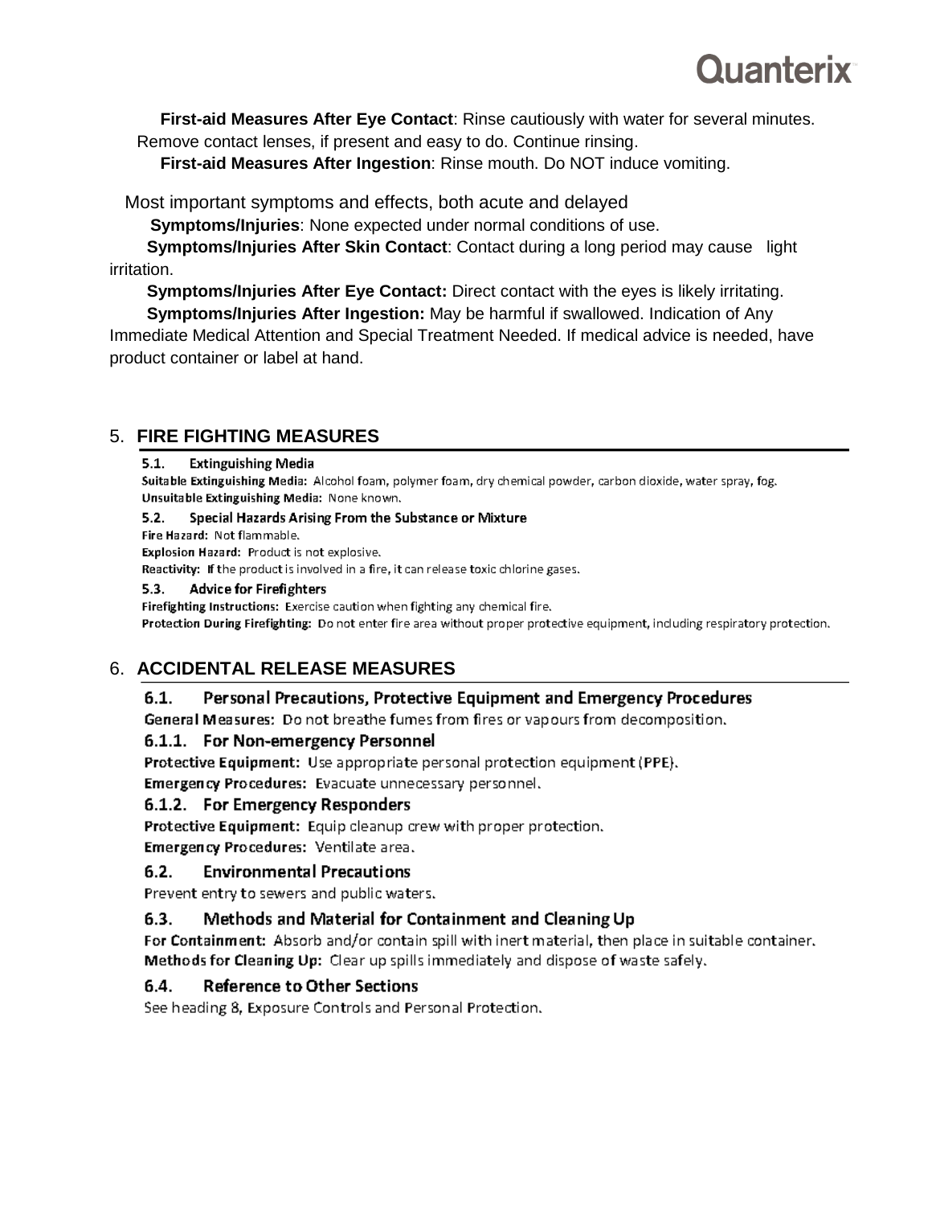**First-aid Measures After Eye Contact**: Rinse cautiously with water for several minutes. Remove contact lenses, if present and easy to do. Continue rinsing.

**First-aid Measures After Ingestion**: Rinse mouth. Do NOT induce vomiting.

Most important symptoms and effects, both acute and delayed

**Symptoms/Injuries**: None expected under normal conditions of use.

**Symptoms/Injuries After Skin Contact**: Contact during a long period may cause light irritation.

**Symptoms/Injuries After Eye Contact:** Direct contact with the eyes is likely irritating.

**Symptoms/Injuries After Ingestion:** May be harmful if swallowed. Indication of Any Immediate Medical Attention and Special Treatment Needed. If medical advice is needed, have product container or label at hand.

## 5. FIRE FIGHTING MEASURES

### 5.1. Extinguishing Media

**Suitable Extinguishing Media:** Alcohol foam, polymer foam, dry chemical powder, carbon dioxide, water spray, fog.

**Unsuitable Extinguishing Media:** None known.

### 5.2. Special Hazards Arising From the Substance or Mixture

**Fire Hazard:** Not flammable.

**Explosion Hazard:** Product is not explosive.

**Reactivity:** If the product is involved in a fire, it can release toxic chlorine gases.

### 5.3. Advice for Firefighters

**Firefighting Instructions:** Exercise caution when fighting any chemical fire.

**Protection During Firefighting:** Do not enter fire area without proper protective equipment, including respiratory protection.

## 6. ACCIDENTAL RELEASE MEASURES

### 6.1. Personal Precautions, Protective Equipment and Emergency Procedures

**General Measures:** Do not breathe fumes from fires or vapours from decomposition.

#### 6.1.1. For Non-emergency Personnel

**Protective Equipment:** Use appropriate personal protection equipment (PPE).

**Emergency Procedures:** Evacuate unnecessary personnel.

#### 6.1.2. For Emergency Responders

**Protective Equipment:** Equip cleanup crew with proper protection.

**Emergency Procedures:** Ventilate area.

### 6.2. Environmental Precautions

Prevent entry to sewers and public waters.

### 6.3. Methods and Material for Containment and Cleaning Up

**For Containment:** Absorb and/or contain spill with inert material, then place in suitable container.

**Methods for Cleaning Up:** Clear up spills immediately and dispose of waste safely.

### 6.4. Reference to Other Sections

See heading 8, Exposure Controls and Personal Protection.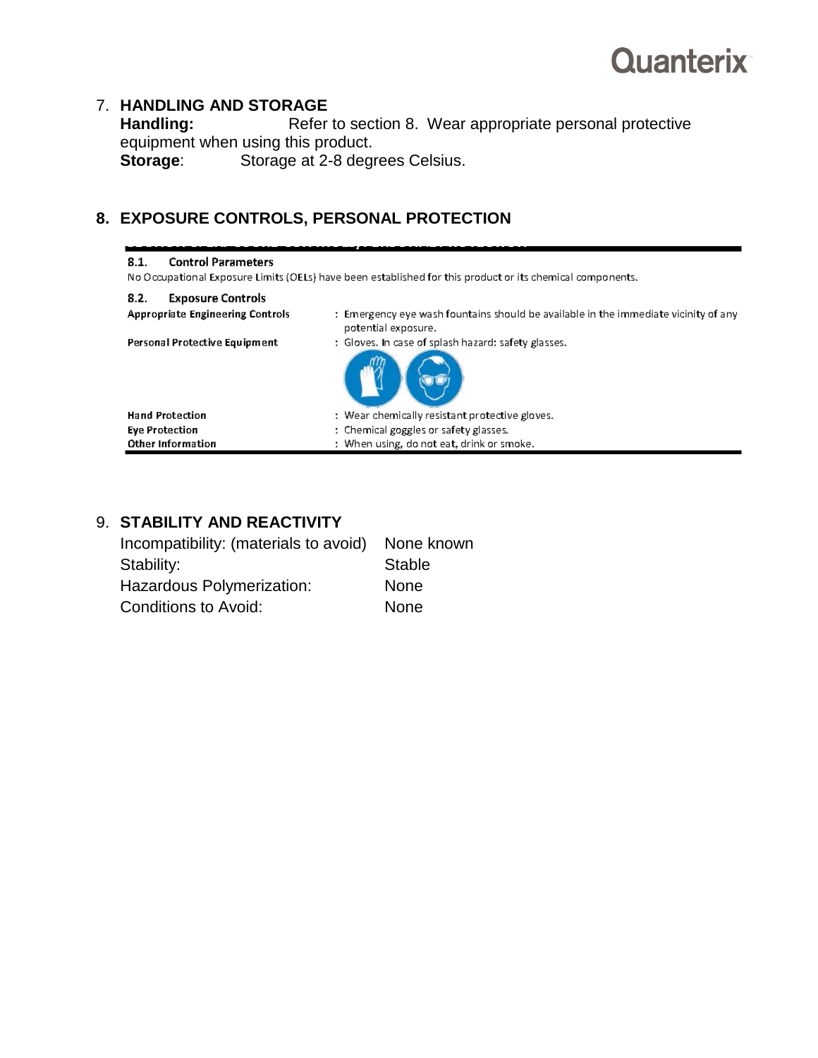## 7. HANDLING AND STORAGE

**Handling:** Refer to section 8. Wear appropriate personal protective equipment when using this product.

**Storage**: Storage at 2-8 degrees Celsius.

## 8. EXPOSURE CONTROLS, PERSONAL PROTECTION

### 8.1. Control Parameters

No Occupational Exposure Limits (OELs) have been established for this product or its chemical components.

### 8.2. Exposure Controls

| | |
|---|---|
| **Appropriate Engineering Controls** | : Emergency eye wash fountains should be available in the immediate vicinity of any potential exposure. |
| **Personal Protective Equipment** | : Gloves. In case of splash hazard: safety glasses. |
| **Hand Protection** | : Wear chemically resistant protective gloves. |
| **Eye Protection** | : Chemical goggles or safety glasses. |
| **Other Information** | : When using, do not eat, drink or smoke. |

## 9. STABILITY AND REACTIVITY

| | |
|---|---|
| Incompatibility: (materials to avoid) | None known |
| Stability: | Stable |
| Hazardous Polymerization: | None |
| Conditions to Avoid: | None |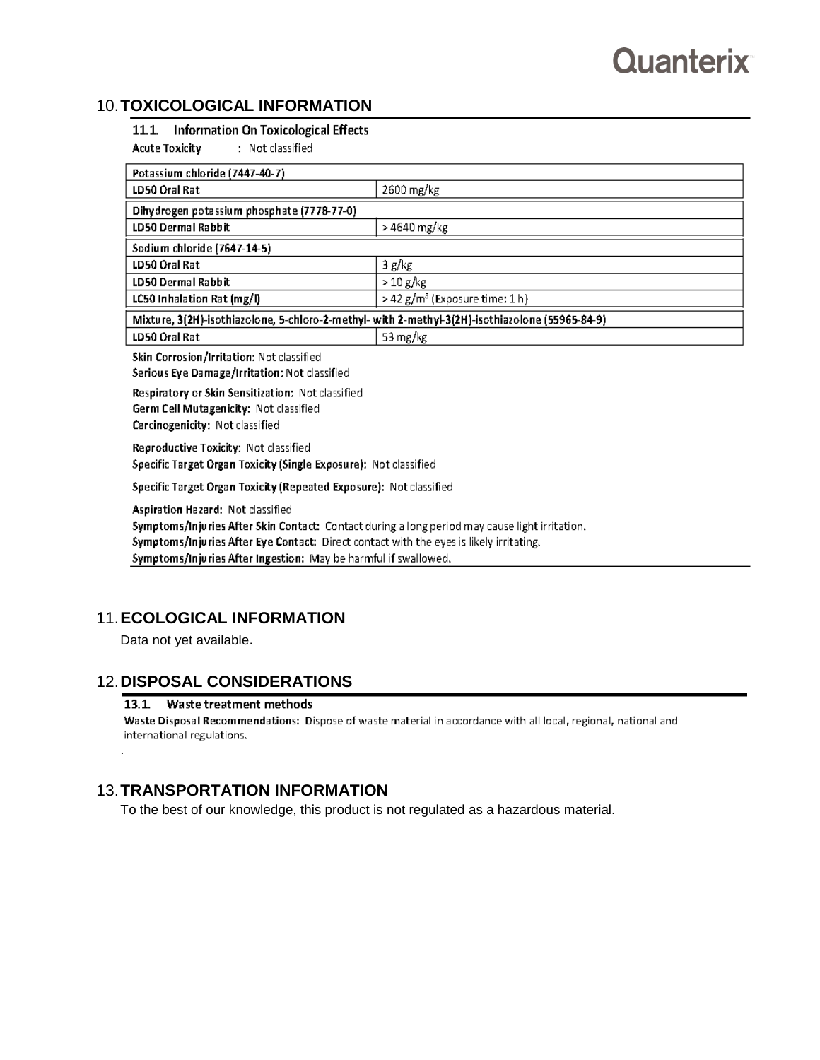## 10. TOXICOLOGICAL INFORMATION

### 11.1. Information On Toxicological Effects

**Acute Toxicity** : Not classified

| Potassium chloride (7447-40-7) | |
|---|---|
| LD50 Oral Rat | 2600 mg/kg |
| **Dihydrogen potassium phosphate (7778-77-0)** | |
| LD50 Dermal Rabbit | > 4640 mg/kg |
| **Sodium chloride (7647-14-5)** | |
| LD50 Oral Rat | 3 g/kg |
| LD50 Dermal Rabbit | > 10 g/kg |
| LC50 Inhalation Rat (mg/l) | > 42 g/m$^3$ (Exposure time: 1 h) |
| **Mixture, 3(2H)-isothiazolone, 5-chloro-2-methyl- with 2-methyl-3(2H)-isothiazolone (55965-84-9)** | |
| LD50 Oral Rat | 53 mg/kg |

**Skin Corrosion/Irritation:** Not classified

**Serious Eye Damage/Irritation:** Not classified

**Respiratory or Skin Sensitization:** Not classified

**Germ Cell Mutagenicity:** Not classified

**Carcinogenicity:** Not classified

**Reproductive Toxicity:** Not classified

**Specific Target Organ Toxicity (Single Exposure):** Not classified

**Specific Target Organ Toxicity (Repeated Exposure):** Not classified

**Aspiration Hazard:** Not classified

**Symptoms/Injuries After Skin Contact:** Contact during a long period may cause light irritation.

**Symptoms/Injuries After Eye Contact:** Direct contact with the eyes is likely irritating.

**Symptoms/Injuries After Ingestion:** May be harmful if swallowed.

## 11. ECOLOGICAL INFORMATION

Data not yet available.

## 12. DISPOSAL CONSIDERATIONS

### 13.1. Waste treatment methods

**Waste Disposal Recommendations:** Dispose of waste material in accordance with all local, regional, national and international regulations.

.

## 13. TRANSPORTATION INFORMATION

To the best of our knowledge, this product is not regulated as a hazardous material.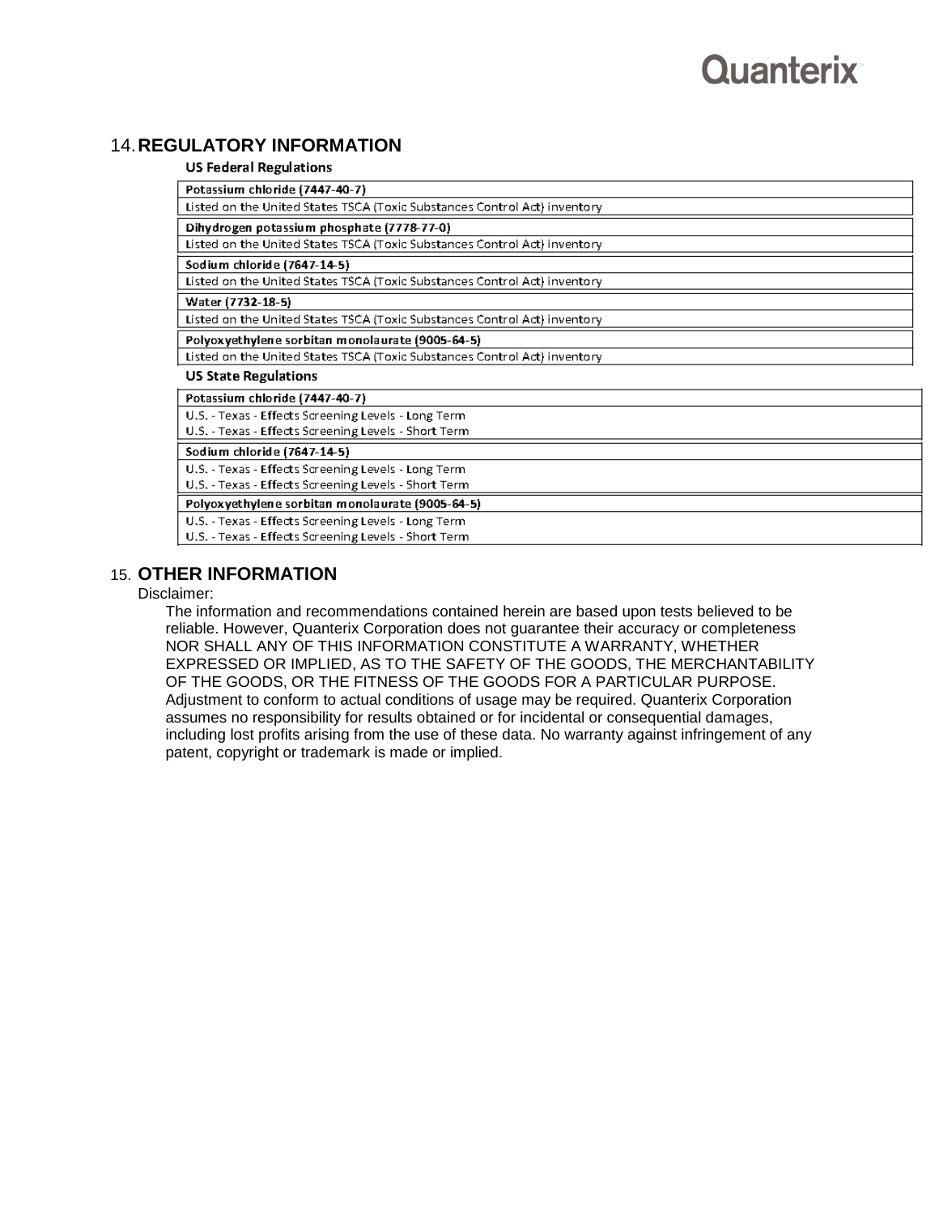## 14. REGULATORY INFORMATION

### US Federal Regulations

| |
|---|
| **Potassium chloride (7447-40-7)** |
| Listed on the United States TSCA (Toxic Substances Control Act) inventory |

| |
|---|
| **Dihydrogen potassium phosphate (7778-77-0)** |
| Listed on the United States TSCA (Toxic Substances Control Act) inventory |

| |
|---|
| **Sodium chloride (7647-14-5)** |
| Listed on the United States TSCA (Toxic Substances Control Act) inventory |

| |
|---|
| **Water (7732-18-5)** |
| Listed on the United States TSCA (Toxic Substances Control Act) inventory |

| |
|---|
| **Polyoxyethylene sorbitan monolaurate (9005-64-5)** |
| Listed on the United States TSCA (Toxic Substances Control Act) inventory |

### US State Regulations

| |
|---|
| **Potassium chloride (7447-40-7)** |
| U.S. - Texas - **Effects** Screening Levels - Long Term<br>U.S. - Texas - **Effects** Screening Levels - Short Term |

| |
|---|
| **Sodium chloride (7647-14-5)** |
| U.S. - Texas - **Effects** Screening Levels - Long Term<br>U.S. - Texas - **Effects** Screening Levels - Short Term |

| |
|---|
| **Polyoxyethylene sorbitan monolaurate (9005-64-5)** |
| U.S. - Texas - **Effects** Screening Levels - Long Term<br>U.S. - Texas - **Effects** Screening Levels - Short Term |

## 15. OTHER INFORMATION

Disclaimer:

The information and recommendations contained herein are based upon tests believed to be reliable. However, Quanterix Corporation does not guarantee their accuracy or completeness NOR SHALL ANY OF THIS INFORMATION CONSTITUTE A WARRANTY, WHETHER EXPRESSED OR IMPLIED, AS TO THE SAFETY OF THE GOODS, THE MERCHANTABILITY OF THE GOODS, OR THE FITNESS OF THE GOODS FOR A PARTICULAR PURPOSE. Adjustment to conform to actual conditions of usage may be required. Quanterix Corporation assumes no responsibility for results obtained or for incidental or consequential damages, including lost profits arising from the use of these data. No warranty against infringement of any patent, copyright or trademark is made or implied.